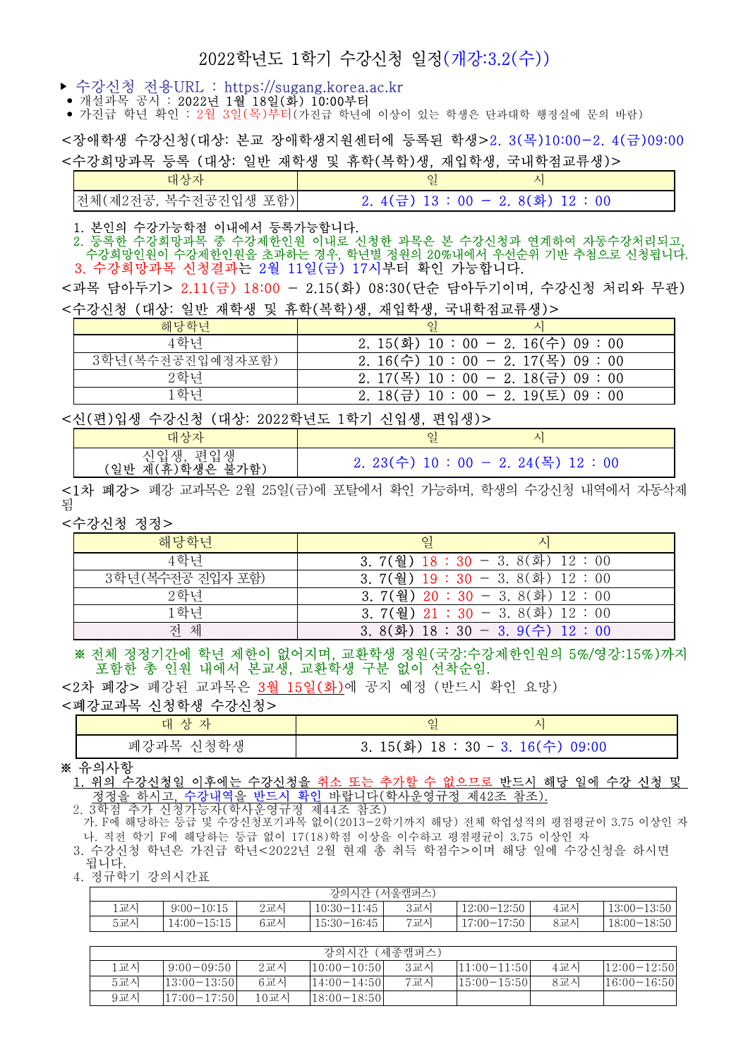# 2022학년도 1학기 수강신청 일정(개강:3.2(수))

▶ 수강신청 전용URL : https://sugang.korea.ac.kr
- 개설과목 공시 : 2022년 1월 18일(화) 10:00부터
- 가진급 학년 확인 : 2월 3일(목)부터(가진급 학년에 이상이 있는 학생은 단과대학 행정실에 문의 바람)

<장애학생 수강신청(대상: 본교 장애학생지원센터에 등록된 학생>2. 3(목)10:00–2. 4(금)09:00

<수강희망과목 등록 (대상: 일반 재학생 및 휴학(복학)생, 재입학생, 국내학점교류생)>

| 대상자 | 일 시 |
|---|---|
| 전체(제2전공, 복수전공진입생 포함) | 2. 4(금) 13 : 00 – 2. 8(화) 12 : 00 |

1. 본인의 수강가능학점 이내에서 등록가능합니다.
2. 등록한 수강희망과목 중 수강제한인원 이내로 신청한 과목은 본 수강신청과 연계하여 자동수강처리되고, 수강희망인원이 수강제한인원을 초과하는 경우, 학년별 정원의 20%내에서 우선순위 기반 추첨으로 신청됩니다.
3. 수강희망과목 신청결과는 2월 11일(금) 17시부터 확인 가능합니다.

<과목 담아두기> 2.11(금) 18:00 – 2.15(화) 08:30(단순 담아두기이며, 수강신청 처리와 무관)

<수강신청 (대상: 일반 재학생 및 휴학(복학)생, 재입학생, 국내학점교류생)>

| 해당학년 | 일 시 |
|---|---|
| 4학년 | 2. 15(화) 10 : 00 – 2. 16(수) 09 : 00 |
| 3학년(복수전공진입예정자포함) | 2. 16(수) 10 : 00 – 2. 17(목) 09 : 00 |
| 2학년 | 2. 17(목) 10 : 00 – 2. 18(금) 09 : 00 |
| 1학년 | 2. 18(금) 10 : 00 – 2. 19(토) 09 : 00 |

<신(편)입생 수강신청 (대상: 2022학년도 1학기 신입생, 편입생)>

| 대상자 | 일 시 |
|---|---|
| 신입생, 편입생<br>(일반 재(휴)학생은 불가함) | 2. 23(수) 10 : 00 – 2. 24(목) 12 : 00 |

<1차 폐강> 폐강 교과목은 2월 25일(금)에 포탈에서 확인 가능하며, 학생의 수강신청 내역에서 자동삭제됨

<수강신청 정정>

| 해당학년 | 일 시 |
|---|---|
| 4학년 | 3. 7(월) 18 : 30 – 3. 8(화) 12 : 00 |
| 3학년(복수전공 진입자 포함) | 3. 7(월) 19 : 30 – 3. 8(화) 12 : 00 |
| 2학년 | 3. 7(월) 20 : 30 – 3. 8(화) 12 : 00 |
| 1학년 | 3. 7(월) 21 : 30 – 3. 8(화) 12 : 00 |
| 전 체 | 3. 8(화) 18 : 30 – 3. 9(수) 12 : 00 |

※ 전체 정정기간에 학년 제한이 없어지며, 교환학생 정원(국강:수강제한인원의 5%/영강:15%)까지 포함한 총 인원 내에서 본교생, 교환학생 구분 없이 선착순임.

<2차 폐강> 폐강된 교과목은 3월 15일(화)에 공지 예정 (반드시 확인 요망)

<폐강교과목 신청학생 수강신청>

| 대 상 자 | 일 시 |
|---|---|
| 폐강과목 신청학생 | 3. 15(화) 18 : 30 – 3. 16(수) 09:00 |

※ 유의사항

1. 위의 수강신청일 이후에는 수강신청을 취소 또는 추가할 수 없으므로 반드시 해당 일에 수강 신청 및 정정을 하시고, 수강내역을 반드시 확인 바랍니다(학사운영규정 제42조 참조).
2. 3학점 추가 신청가능자(학사운영규정 제44조 참조)
   가. F에 해당하는 등급 및 수강신청포기과목 없이(2013–2학기까지 해당) 전체 학업성적의 평점평균이 3.75 이상인 자
   나. 직전 학기 F에 해당하는 등급 없이 17(18)학점 이상을 이수하고 평점평균이 3.75 이상인 자
3. 수강신청 학년은 가진급 학년<2022년 2월 현재 총 취득 학점수>이며 해당 일에 수강신청을 하시면 됩니다.
4. 정규학기 강의시간표

| 강의시간 (서울캠퍼스) | | | | | | | |
|---|---|---|---|---|---|---|---|
| 1교시 | 9:00–10:15 | 2교시 | 10:30–11:45 | 3교시 | 12:00–12:50 | 4교시 | 13:00–13:50 |
| 5교시 | 14:00–15:15 | 6교시 | 15:30–16:45 | 7교시 | 17:00–17:50 | 8교시 | 18:00–18:50 |

| 강의시간 (세종캠퍼스) | | | | | | | |
|---|---|---|---|---|---|---|---|
| 1교시 | 9:00–09:50 | 2교시 | 10:00–10:50 | 3교시 | 11:00–11:50 | 4교시 | 12:00–12:50 |
| 5교시 | 13:00–13:50 | 6교시 | 14:00–14:50 | 7교시 | 15:00–15:50 | 8교시 | 16:00–16:50 |
| 9교시 | 17:00–17:50 | 10교시 | 18:00–18:50 | | | | |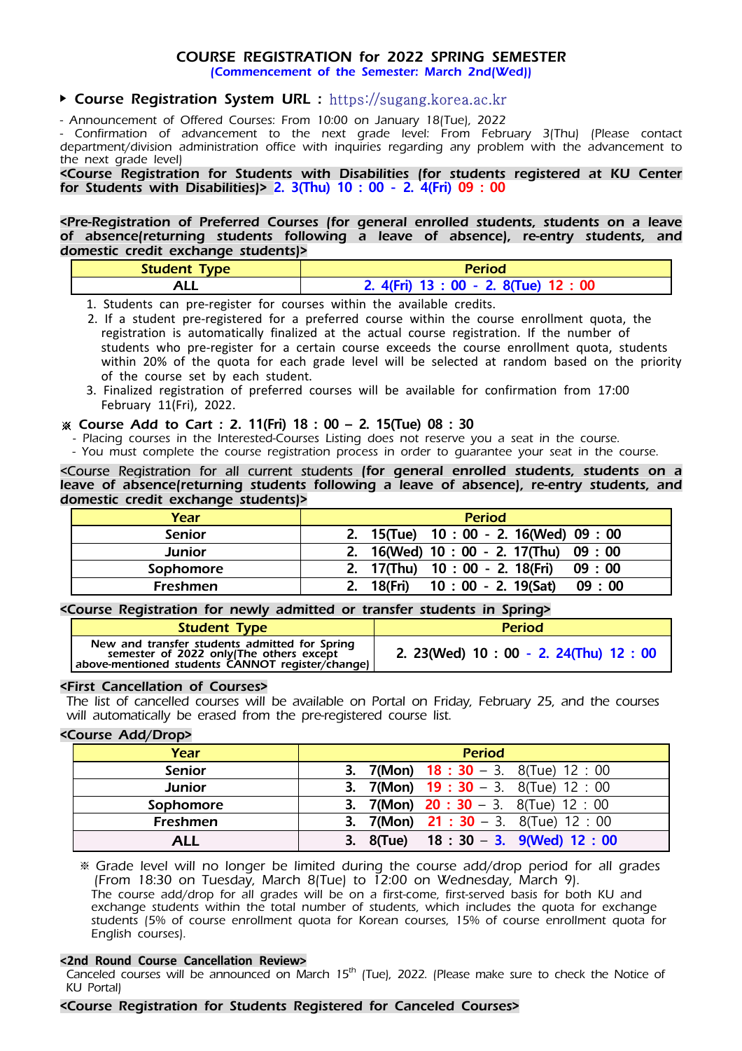# COURSE REGISTRATION for 2022 SPRING SEMESTER

**(Commencement of the Semester: March 2nd(Wed))**

## ▸ Course Registration System URL : https://sugang.korea.ac.kr

- Announcement of Offered Courses: From 10:00 on January 18(Tue), 2022
- Confirmation of advancement to the next grade level: From February 3(Thu) (Please contact department/division administration office with inquiries regarding any problem with the advancement to the next grade level)

**<Course Registration for Students with Disabilities (for students registered at KU Center for Students with Disabilities)> 2. 3(Thu) 10 : 00 - 2. 4(Fri) 09 : 00**

**<Pre-Registration of Preferred Courses (for general enrolled students, students on a leave of absence(returning students following a leave of absence), re-entry students, and domestic credit exchange students)>**

| Student Type | Period |
|---|---|
| ALL | 2. 4(Fri) 13 : 00 - 2. 8(Tue) 12 : 00 |

1. Students can pre-register for courses within the available credits.
2. If a student pre-registered for a preferred course within the course enrollment quota, the registration is automatically finalized at the actual course registration. If the number of students who pre-register for a certain course exceeds the course enrollment quota, students within 20% of the quota for each grade level will be selected at random based on the priority of the course set by each student.
3. Finalized registration of preferred courses will be available for confirmation from 17:00 February 11(Fri), 2022.

**※ Course Add to Cart : 2. 11(Fri) 18 : 00 – 2. 15(Tue) 08 : 30**

- Placing courses in the Interested-Courses Listing does not reserve you a seat in the course.
- You must complete the course registration process in order to guarantee your seat in the course.

**<Course Registration for all current students (for general enrolled students, students on a leave of absence(returning students following a leave of absence), re-entry students, and domestic credit exchange students)>**

| Year | Period |
|---|---|
| Senior | 2. 15(Tue) 10 : 00 - 2. 16(Wed) 09 : 00 |
| Junior | 2. 16(Wed) 10 : 00 - 2. 17(Thu) 09 : 00 |
| Sophomore | 2. 17(Thu) 10 : 00 - 2. 18(Fri) 09 : 00 |
| Freshmen | 2. 18(Fri) 10 : 00 - 2. 19(Sat) 09 : 00 |

**<Course Registration for newly admitted or transfer students in Spring>**

| Student Type | Period |
|---|---|
| New and transfer students admitted for Spring semester of 2022 only(The others except above-mentioned students CANNOT register/change) | 2. 23(Wed) 10 : 00 - 2. 24(Thu) 12 : 00 |

**<First Cancellation of Courses>**

The list of cancelled courses will be available on Portal on Friday, February 25, and the courses will automatically be erased from the pre-registered course list.

**<Course Add/Drop>**

| Year | Period |
|---|---|
| Senior | 3. 7(Mon) 18 : 30 – 3. 8(Tue) 12 : 00 |
| Junior | 3. 7(Mon) 19 : 30 – 3. 8(Tue) 12 : 00 |
| Sophomore | 3. 7(Mon) 20 : 30 – 3. 8(Tue) 12 : 00 |
| Freshmen | 3. 7(Mon) 21 : 30 – 3. 8(Tue) 12 : 00 |
| ALL | 3. 8(Tue) 18 : 30 – 3. 9(Wed) 12 : 00 |

※ Grade level will no longer be limited during the course add/drop period for all grades (From 18:30 on Tuesday, March 8(Tue) to 12:00 on Wednesday, March 9).
The course add/drop for all grades will be on a first-come, first-served basis for both KU and exchange students within the total number of students, which includes the quota for exchange students (5% of course enrollment quota for Korean courses, 15% of course enrollment quota for English courses).

**<2nd Round Course Cancellation Review>**

Canceled courses will be announced on March 15th (Tue), 2022. (Please make sure to check the Notice of KU Portal)

**<Course Registration for Students Registered for Canceled Courses>**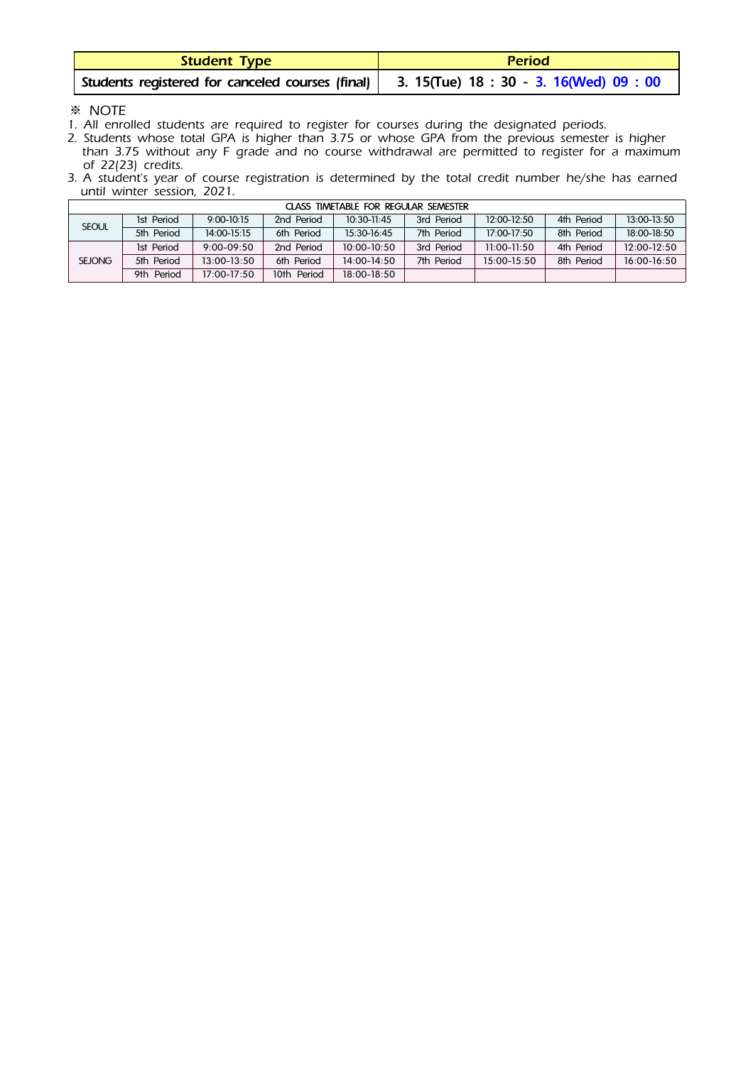| Student Type | Period |
|---|---|
| **Students registered for canceled courses (final)** | **3. 15(Tue) 18 : 30 - 3. 16(Wed) 09 : 00** |

※ NOTE

1. All enrolled students are required to register for courses during the designated periods.
2. Students whose total GPA is higher than 3.75 or whose GPA from the previous semester is higher than 3.75 without any F grade and no course withdrawal are permitted to register for a maximum of 22(23) credits.
3. A student's year of course registration is determined by the total credit number he/she has earned until winter session, 2021.

| CLASS TIMETABLE FOR REGULAR SEMESTER | | | | | | | | |
|---|---|---|---|---|---|---|---|---|
| SEOUL | 1st Period | 9:00-10:15 | 2nd Period | 10:30-11:45 | 3rd Period | 12:00-12:50 | 4th Period | 13:00-13:50 |
| | 5th Period | 14:00-15:15 | 6th Period | 15:30-16:45 | 7th Period | 17:00-17:50 | 8th Period | 18:00-18:50 |
| SEJONG | 1st Period | 9:00-09:50 | 2nd Period | 10:00-10:50 | 3rd Period | 11:00-11:50 | 4th Period | 12:00-12:50 |
| | 5th Period | 13:00-13:50 | 6th Period | 14:00-14:50 | 7th Period | 15:00-15:50 | 8th Period | 16:00-16:50 |
| | 9th Period | 17:00-17:50 | 10th Period | 18:00-18:50 | | | | |